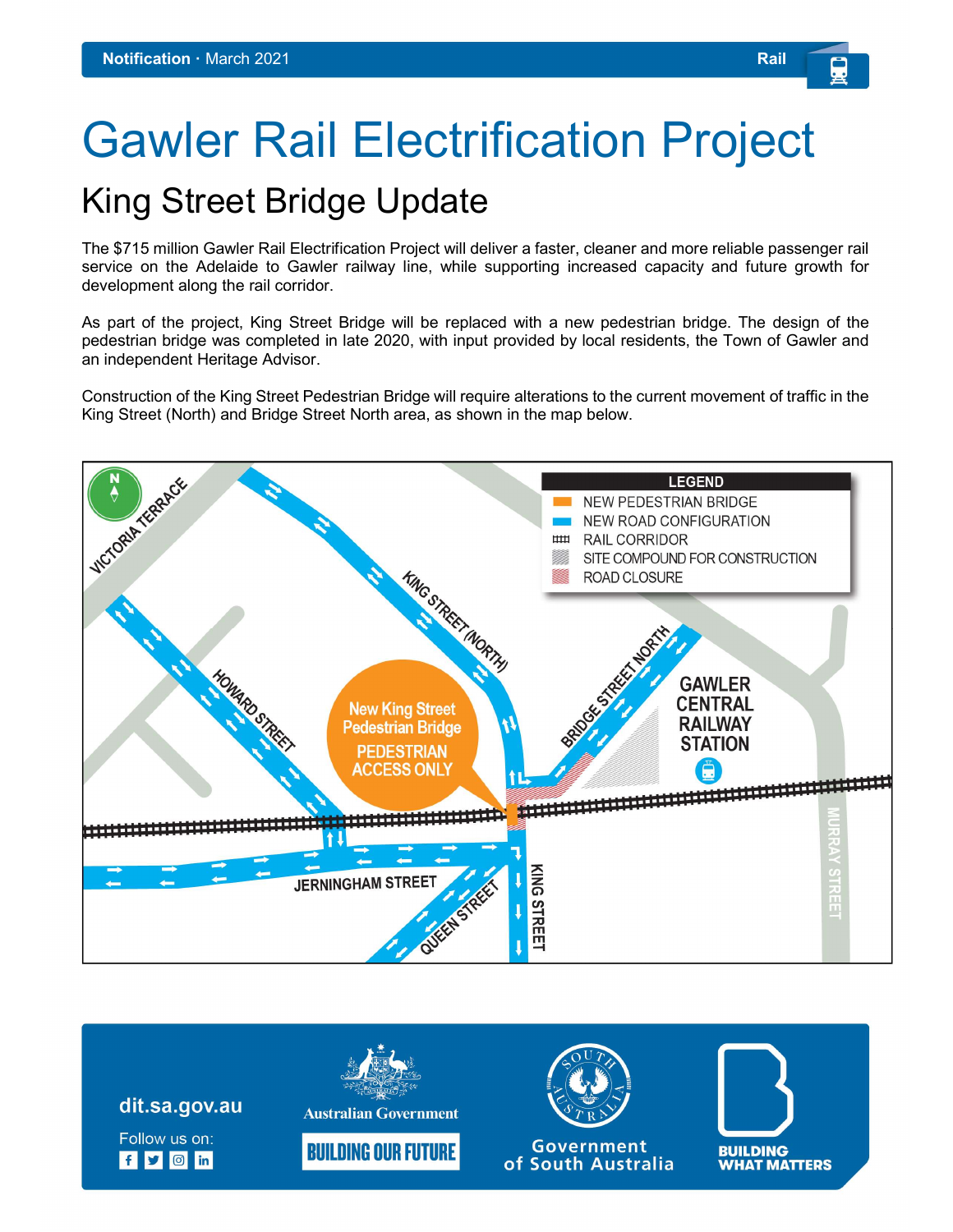Notification · March 2021 Rail

# Gawler Rail Electrification Project

## King Street Bridge Update

The $715 million Gawler Rail Electrification Project will deliver a faster, cleaner and more reliable passenger rail service on the Adelaide to Gawler railway line, while supporting increased capacity and future growth for development along the rail corridor.

As part of the project, King Street Bridge will be replaced with a new pedestrian bridge. The design of the pedestrian bridge was completed in late 2020, with input provided by local residents, the Town of Gawler and an independent Heritage Advisor.

Construction of the King Street Pedestrian Bridge will require alterations to the current movement of traffic in the King Street (North) and Bridge Street North area, as shown in the map below.

**LEGEND**

- NEW PEDESTRIAN BRIDGE
- NEW ROAD CONFIGURATION
- RAIL CORRIDOR
- SITE COMPOUND FOR CONSTRUCTION
- ROAD CLOSURE

New King Street Pedestrian Bridge
PEDESTRIAN ACCESS ONLY

VICTORIA TERRACE · KING STREET (NORTH) · HOWARD STREET · BRIDGE STREET NORTH · GAWLER CENTRAL RAILWAY STATION · MURRAY STREET · JERNINGHAM STREET · QUEEN STREET · KING STREET

dit.sa.gov.au

Follow us on:

Australian Government — BUILDING OUR FUTURE

Government of South Australia

BUILDING WHAT MATTERS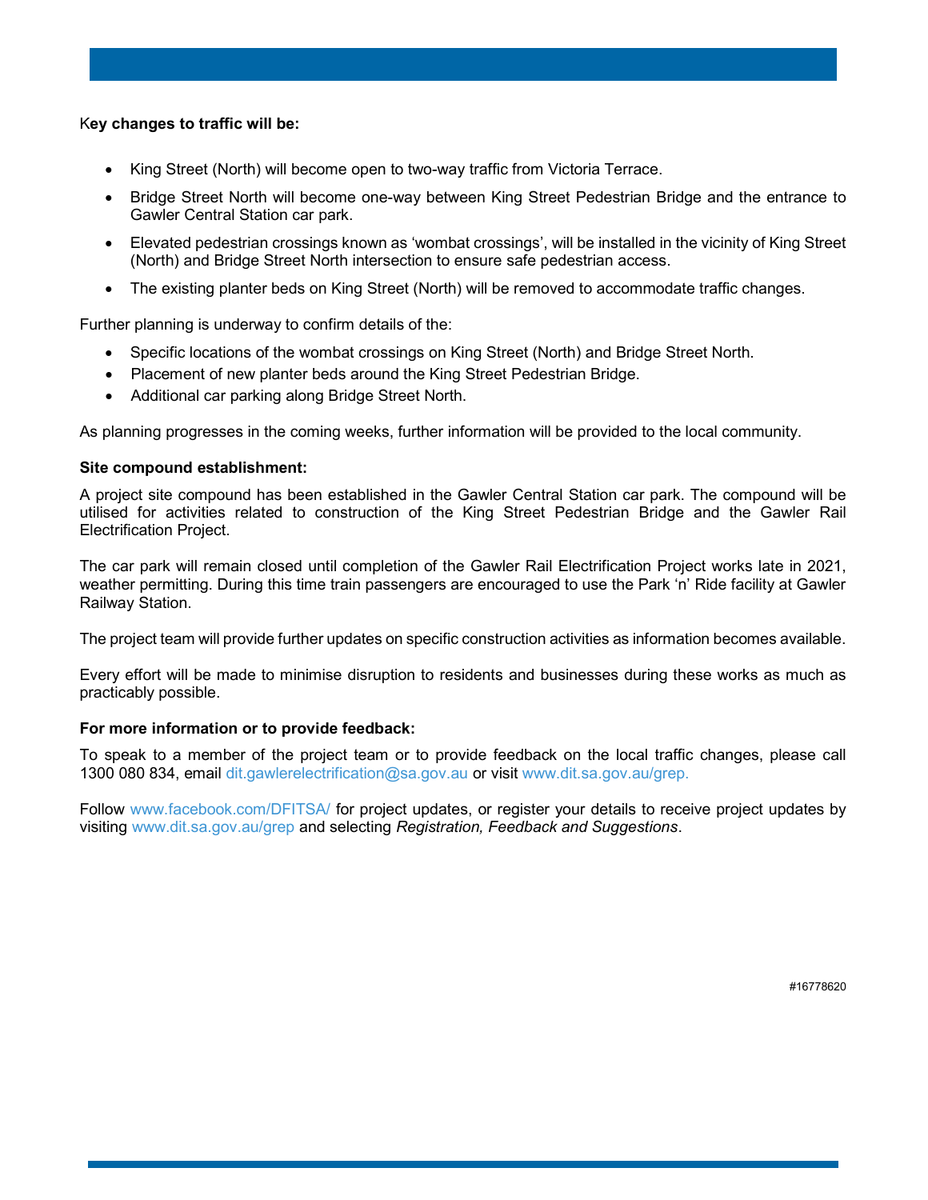**Key changes to traffic will be:**

- King Street (North) will become open to two-way traffic from Victoria Terrace.
- Bridge Street North will become one-way between King Street Pedestrian Bridge and the entrance to Gawler Central Station car park.
- Elevated pedestrian crossings known as 'wombat crossings', will be installed in the vicinity of King Street (North) and Bridge Street North intersection to ensure safe pedestrian access.
- The existing planter beds on King Street (North) will be removed to accommodate traffic changes.

Further planning is underway to confirm details of the:

- Specific locations of the wombat crossings on King Street (North) and Bridge Street North.
- Placement of new planter beds around the King Street Pedestrian Bridge.
- Additional car parking along Bridge Street North.

As planning progresses in the coming weeks, further information will be provided to the local community.

**Site compound establishment:**

A project site compound has been established in the Gawler Central Station car park. The compound will be utilised for activities related to construction of the King Street Pedestrian Bridge and the Gawler Rail Electrification Project.

The car park will remain closed until completion of the Gawler Rail Electrification Project works late in 2021, weather permitting. During this time train passengers are encouraged to use the Park 'n' Ride facility at Gawler Railway Station.

The project team will provide further updates on specific construction activities as information becomes available.

Every effort will be made to minimise disruption to residents and businesses during these works as much as practicably possible.

**For more information or to provide feedback:**

To speak to a member of the project team or to provide feedback on the local traffic changes, please call 1300 080 834, email dit.gawlerelectrification@sa.gov.au or visit www.dit.sa.gov.au/grep.

Follow www.facebook.com/DFITSA/ for project updates, or register your details to receive project updates by visiting www.dit.sa.gov.au/grep and selecting *Registration, Feedback and Suggestions*.

#16778620